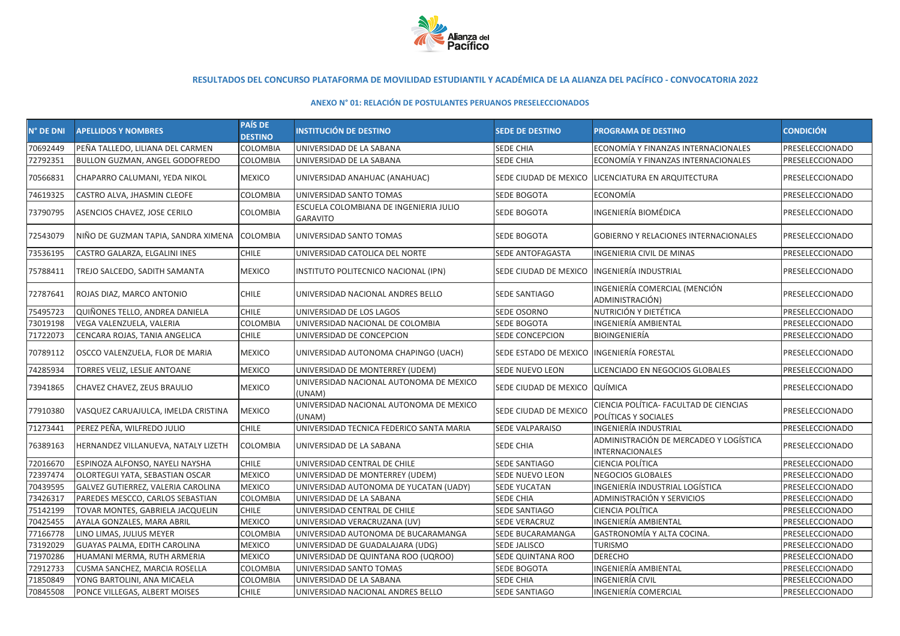## RESULTADOS DEL CONCURSO PLATAFORMA DE MOVILIDAD ESTUDIANTIL Y ACADÉMICA DE LA ALIANZA DEL PACÍFICO - CONVOCATORIA 2022

### ANEXO N° 01: RELACIÓN DE POSTULANTES PERUANOS PRESELECCIONADOS

| N° DE DNI | APELLIDOS Y NOMBRES | PAÍS DE DESTINO | INSTITUCIÓN DE DESTINO | SEDE DE DESTINO | PROGRAMA DE DESTINO | CONDICIÓN |
|---|---|---|---|---|---|---|
| 70692449 | PEÑA TALLEDO, LILIANA DEL CARMEN | COLOMBIA | UNIVERSIDAD DE LA SABANA | SEDE CHIA | ECONOMÍA Y FINANZAS INTERNACIONALES | PRESELECCIONADO |
| 72792351 | BULLON GUZMAN, ANGEL GODOFREDO | COLOMBIA | UNIVERSIDAD DE LA SABANA | SEDE CHIA | ECONOMÍA Y FINANZAS INTERNACIONALES | PRESELECCIONADO |
| 70566831 | CHAPARRO CALUMANI, YEDA NIKOL | MEXICO | UNIVERSIDAD ANAHUAC (ANAHUAC) | SEDE CIUDAD DE MEXICO | LICENCIATURA EN ARQUITECTURA | PRESELECCIONADO |
| 74619325 | CASTRO ALVA, JHASMIN CLEOFE | COLOMBIA | UNIVERSIDAD SANTO TOMAS | SEDE BOGOTA | ECONOMÍA | PRESELECCIONADO |
| 73790795 | ASENCIOS CHAVEZ, JOSE CERILO | COLOMBIA | ESCUELA COLOMBIANA DE INGENIERIA JULIO GARAVITO | SEDE BOGOTA | INGENIERÍA BIOMÉDICA | PRESELECCIONADO |
| 72543079 | NIÑO DE GUZMAN TAPIA, SANDRA XIMENA | COLOMBIA | UNIVERSIDAD SANTO TOMAS | SEDE BOGOTA | GOBIERNO Y RELACIONES INTERNACIONALES | PRESELECCIONADO |
| 73536195 | CASTRO GALARZA, ELGALINI INES | CHILE | UNIVERSIDAD CATOLICA DEL NORTE | SEDE ANTOFAGASTA | INGENIERIA CIVIL DE MINAS | PRESELECCIONADO |
| 75788411 | TREJO SALCEDO, SADITH SAMANTA | MEXICO | INSTITUTO POLITECNICO NACIONAL (IPN) | SEDE CIUDAD DE MEXICO | INGENIERÍA INDUSTRIAL | PRESELECCIONADO |
| 72787641 | ROJAS DIAZ, MARCO ANTONIO | CHILE | UNIVERSIDAD NACIONAL ANDRES BELLO | SEDE SANTIAGO | INGENIERÍA COMERCIAL (MENCIÓN ADMINISTRACIÓN) | PRESELECCIONADO |
| 75495723 | QUIÑONES TELLO, ANDREA DANIELA | CHILE | UNIVERSIDAD DE LOS LAGOS | SEDE OSORNO | NUTRICIÓN Y DIETÉTICA | PRESELECCIONADO |
| 73019198 | VEGA VALENZUELA, VALERIA | COLOMBIA | UNIVERSIDAD NACIONAL DE COLOMBIA | SEDE BOGOTA | INGENIERÍA AMBIENTAL | PRESELECCIONADO |
| 71722073 | CENCARA ROJAS, TANIA ANGELICA | CHILE | UNIVERSIDAD DE CONCEPCION | SEDE CONCEPCION | BIOINGENIERÍA | PRESELECCIONADO |
| 70789112 | OSCCO VALENZUELA, FLOR DE MARIA | MEXICO | UNIVERSIDAD AUTONOMA CHAPINGO (UACH) | SEDE ESTADO DE MEXICO | INGENIERÍA FORESTAL | PRESELECCIONADO |
| 74285934 | TORRES VELIZ, LESLIE ANTOANE | MEXICO | UNIVERSIDAD DE MONTERREY (UDEM) | SEDE NUEVO LEON | LICENCIADO EN NEGOCIOS GLOBALES | PRESELECCIONADO |
| 73941865 | CHAVEZ CHAVEZ, ZEUS BRAULIO | MEXICO | UNIVERSIDAD NACIONAL AUTONOMA DE MEXICO (UNAM) | SEDE CIUDAD DE MEXICO | QUÍMICA | PRESELECCIONADO |
| 77910380 | VASQUEZ CARUAJULCA, IMELDA CRISTINA | MEXICO | UNIVERSIDAD NACIONAL AUTONOMA DE MEXICO (UNAM) | SEDE CIUDAD DE MEXICO | CIENCIA POLÍTICA- FACULTAD DE CIENCIAS POLÍTICAS Y SOCIALES | PRESELECCIONADO |
| 71273441 | PEREZ PEÑA, WILFREDO JULIO | CHILE | UNIVERSIDAD TECNICA FEDERICO SANTA MARIA | SEDE VALPARAISO | INGENIERÍA INDUSTRIAL | PRESELECCIONADO |
| 76389163 | HERNANDEZ VILLANUEVA, NATALY LIZETH | COLOMBIA | UNIVERSIDAD DE LA SABANA | SEDE CHIA | ADMINISTRACIÓN DE MERCADEO Y LOGÍSTICA INTERNACIONALES | PRESELECCIONADO |
| 72016670 | ESPINOZA ALFONSO, NAYELI NAYSHA | CHILE | UNIVERSIDAD CENTRAL DE CHILE | SEDE SANTIAGO | CIENCIA POLÍTICA | PRESELECCIONADO |
| 72397474 | OLORTEGUI YATA, SEBASTIAN OSCAR | MEXICO | UNIVERSIDAD DE MONTERREY (UDEM) | SEDE NUEVO LEON | NEGOCIOS GLOBALES | PRESELECCIONADO |
| 70439595 | GALVEZ GUTIERREZ, VALERIA CAROLINA | MEXICO | UNIVERSIDAD AUTONOMA DE YUCATAN (UADY) | SEDE YUCATAN | INGENIERÍA INDUSTRIAL LOGÍSTICA | PRESELECCIONADO |
| 73426317 | PAREDES MESCCO, CARLOS SEBASTIAN | COLOMBIA | UNIVERSIDAD DE LA SABANA | SEDE CHIA | ADMINISTRACIÓN Y SERVICIOS | PRESELECCIONADO |
| 75142199 | TOVAR MONTES, GABRIELA JACQUELIN | CHILE | UNIVERSIDAD CENTRAL DE CHILE | SEDE SANTIAGO | CIENCIA POLÍTICA | PRESELECCIONADO |
| 70425455 | AYALA GONZALES, MARA ABRIL | MEXICO | UNIVERSIDAD VERACRUZANA (UV) | SEDE VERACRUZ | INGENIERÍA AMBIENTAL | PRESELECCIONADO |
| 77166778 | LINO LIMAS, JULIUS MEYER | COLOMBIA | UNIVERSIDAD AUTONOMA DE BUCARAMANGA | SEDE BUCARAMANGA | GASTRONOMÍA Y ALTA COCINA. | PRESELECCIONADO |
| 73192029 | GUAYAS PALMA, EDITH CAROLINA | MEXICO | UNIVERSIDAD DE GUADALAJARA (UDG) | SEDE JALISCO | TURISMO | PRESELECCIONADO |
| 71970286 | HUAMANI MERMA, RUTH ARMERIA | MEXICO | UNIVERSIDAD DE QUINTANA ROO (UQROO) | SEDE QUINTANA ROO | DERECHO | PRESELECCIONADO |
| 72912733 | CUSMA SANCHEZ, MARCIA ROSELLA | COLOMBIA | UNIVERSIDAD SANTO TOMAS | SEDE BOGOTA | INGENIERÍA AMBIENTAL | PRESELECCIONADO |
| 71850849 | YONG BARTOLINI, ANA MICAELA | COLOMBIA | UNIVERSIDAD DE LA SABANA | SEDE CHIA | INGENIERÍA CIVIL | PRESELECCIONADO |
| 70845508 | PONCE VILLEGAS, ALBERT MOISES | CHILE | UNIVERSIDAD NACIONAL ANDRES BELLO | SEDE SANTIAGO | INGENIERÍA COMERCIAL | PRESELECCIONADO |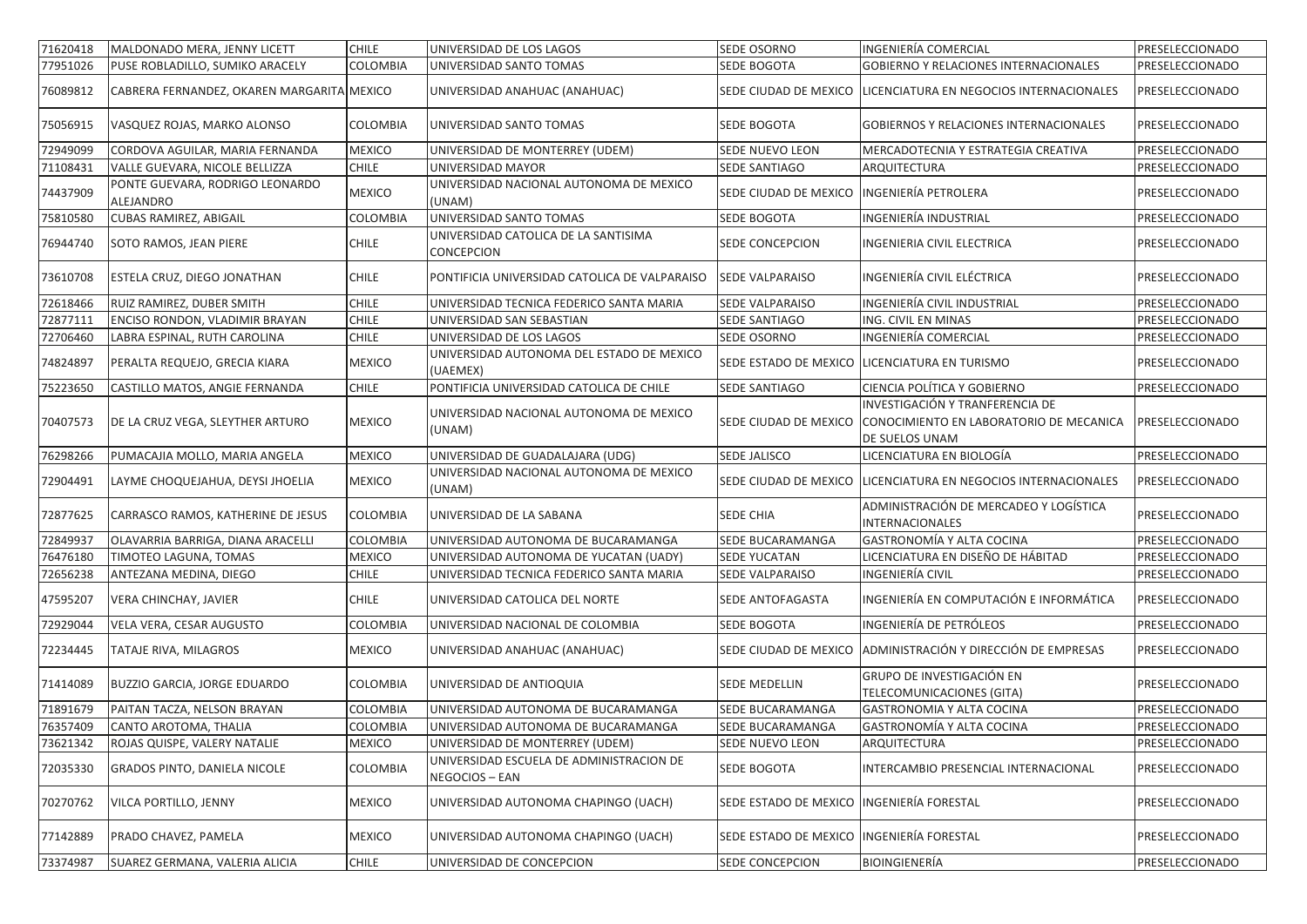| 71620418 | MALDONADO MERA, JENNY LICETT | CHILE | UNIVERSIDAD DE LOS LAGOS | SEDE OSORNO | INGENIERÍA COMERCIAL | PRESELECCIONADO |
|---|---|---|---|---|---|---|
| 77951026 | PUSE ROBLADILLO, SUMIKO ARACELY | COLOMBIA | UNIVERSIDAD SANTO TOMAS | SEDE BOGOTA | GOBIERNO Y RELACIONES INTERNACIONALES | PRESELECCIONADO |
| 76089812 | CABRERA FERNANDEZ, OKAREN MARGARITA | MEXICO | UNIVERSIDAD ANAHUAC (ANAHUAC) | SEDE CIUDAD DE MEXICO | LICENCIATURA EN NEGOCIOS INTERNACIONALES | PRESELECCIONADO |
| 75056915 | VASQUEZ ROJAS, MARKO ALONSO | COLOMBIA | UNIVERSIDAD SANTO TOMAS | SEDE BOGOTA | GOBIERNOS Y RELACIONES INTERNACIONALES | PRESELECCIONADO |
| 72949099 | CORDOVA AGUILAR, MARIA FERNANDA | MEXICO | UNIVERSIDAD DE MONTERREY (UDEM) | SEDE NUEVO LEON | MERCADOTECNIA Y ESTRATEGIA CREATIVA | PRESELECCIONADO |
| 71108431 | VALLE GUEVARA, NICOLE BELLIZZA | CHILE | UNIVERSIDAD MAYOR | SEDE SANTIAGO | ARQUITECTURA | PRESELECCIONADO |
| 74437909 | PONTE GUEVARA, RODRIGO LEONARDO ALEJANDRO | MEXICO | UNIVERSIDAD NACIONAL AUTONOMA DE MEXICO (UNAM) | SEDE CIUDAD DE MEXICO | INGENIERÍA PETROLERA | PRESELECCIONADO |
| 75810580 | CUBAS RAMIREZ, ABIGAIL | COLOMBIA | UNIVERSIDAD SANTO TOMAS | SEDE BOGOTA | INGENIERÍA INDUSTRIAL | PRESELECCIONADO |
| 76944740 | SOTO RAMOS, JEAN PIERE | CHILE | UNIVERSIDAD CATOLICA DE LA SANTISIMA CONCEPCION | SEDE CONCEPCION | INGENIERIA CIVIL ELECTRICA | PRESELECCIONADO |
| 73610708 | ESTELA CRUZ, DIEGO JONATHAN | CHILE | PONTIFICIA UNIVERSIDAD CATOLICA DE VALPARAISO | SEDE VALPARAISO | INGENIERÍA CIVIL ELÉCTRICA | PRESELECCIONADO |
| 72618466 | RUIZ RAMIREZ, DUBER SMITH | CHILE | UNIVERSIDAD TECNICA FEDERICO SANTA MARIA | SEDE VALPARAISO | INGENIERÍA CIVIL INDUSTRIAL | PRESELECCIONADO |
| 72877111 | ENCISO RONDON, VLADIMIR BRAYAN | CHILE | UNIVERSIDAD SAN SEBASTIAN | SEDE SANTIAGO | ING. CIVIL EN MINAS | PRESELECCIONADO |
| 72706460 | LABRA ESPINAL, RUTH CAROLINA | CHILE | UNIVERSIDAD DE LOS LAGOS | SEDE OSORNO | INGENIERÍA COMERCIAL | PRESELECCIONADO |
| 74824897 | PERALTA REQUEJO, GRECIA KIARA | MEXICO | UNIVERSIDAD AUTONOMA DEL ESTADO DE MEXICO (UAEMEX) | SEDE ESTADO DE MEXICO | LICENCIATURA EN TURISMO | PRESELECCIONADO |
| 75223650 | CASTILLO MATOS, ANGIE FERNANDA | CHILE | PONTIFICIA UNIVERSIDAD CATOLICA DE CHILE | SEDE SANTIAGO | CIENCIA POLÍTICA Y GOBIERNO | PRESELECCIONADO |
| 70407573 | DE LA CRUZ VEGA, SLEYTHER ARTURO | MEXICO | UNIVERSIDAD NACIONAL AUTONOMA DE MEXICO (UNAM) | SEDE CIUDAD DE MEXICO | INVESTIGACIÓN Y TRANFERENCIA DE CONOCIMIENTO EN LABORATORIO DE MECANICA DE SUELOS UNAM | PRESELECCIONADO |
| 76298266 | PUMACAJIA MOLLO, MARIA ANGELA | MEXICO | UNIVERSIDAD DE GUADALAJARA (UDG) | SEDE JALISCO | LICENCIATURA EN BIOLOGÍA | PRESELECCIONADO |
| 72904491 | LAYME CHOQUEJAHUA, DEYSI JHOELIA | MEXICO | UNIVERSIDAD NACIONAL AUTONOMA DE MEXICO (UNAM) | SEDE CIUDAD DE MEXICO | LICENCIATURA EN NEGOCIOS INTERNACIONALES | PRESELECCIONADO |
| 72877625 | CARRASCO RAMOS, KATHERINE DE JESUS | COLOMBIA | UNIVERSIDAD DE LA SABANA | SEDE CHIA | ADMINISTRACIÓN DE MERCADEO Y LOGÍSTICA INTERNACIONALES | PRESELECCIONADO |
| 72849937 | OLAVARRIA BARRIGA, DIANA ARACELLI | COLOMBIA | UNIVERSIDAD AUTONOMA DE BUCARAMANGA | SEDE BUCARAMANGA | GASTRONOMÍA Y ALTA COCINA | PRESELECCIONADO |
| 76476180 | TIMOTEO LAGUNA, TOMAS | MEXICO | UNIVERSIDAD AUTONOMA DE YUCATAN (UADY) | SEDE YUCATAN | LICENCIATURA EN DISEÑO DE HÁBITAD | PRESELECCIONADO |
| 72656238 | ANTEZANA MEDINA, DIEGO | CHILE | UNIVERSIDAD TECNICA FEDERICO SANTA MARIA | SEDE VALPARAISO | INGENIERÍA CIVIL | PRESELECCIONADO |
| 47595207 | VERA CHINCHAY, JAVIER | CHILE | UNIVERSIDAD CATOLICA DEL NORTE | SEDE ANTOFAGASTA | INGENIERÍA EN COMPUTACIÓN E INFORMÁTICA | PRESELECCIONADO |
| 72929044 | VELA VERA, CESAR AUGUSTO | COLOMBIA | UNIVERSIDAD NACIONAL DE COLOMBIA | SEDE BOGOTA | INGENIERÍA DE PETRÓLEOS | PRESELECCIONADO |
| 72234445 | TATAJE RIVA, MILAGROS | MEXICO | UNIVERSIDAD ANAHUAC (ANAHUAC) | SEDE CIUDAD DE MEXICO | ADMINISTRACIÓN Y DIRECCIÓN DE EMPRESAS | PRESELECCIONADO |
| 71414089 | BUZZIO GARCIA, JORGE EDUARDO | COLOMBIA | UNIVERSIDAD DE ANTIOQUIA | SEDE MEDELLIN | GRUPO DE INVESTIGACIÓN EN TELECOMUNICACIONES (GITA) | PRESELECCIONADO |
| 71891679 | PAITAN TACZA, NELSON BRAYAN | COLOMBIA | UNIVERSIDAD AUTONOMA DE BUCARAMANGA | SEDE BUCARAMANGA | GASTRONOMIA Y ALTA COCINA | PRESELECCIONADO |
| 76357409 | CANTO AROTOMA, THALIA | COLOMBIA | UNIVERSIDAD AUTONOMA DE BUCARAMANGA | SEDE BUCARAMANGA | GASTRONOMÍA Y ALTA COCINA | PRESELECCIONADO |
| 73621342 | ROJAS QUISPE, VALERY NATALIE | MEXICO | UNIVERSIDAD DE MONTERREY (UDEM) | SEDE NUEVO LEON | ARQUITECTURA | PRESELECCIONADO |
| 72035330 | GRADOS PINTO, DANIELA NICOLE | COLOMBIA | UNIVERSIDAD ESCUELA DE ADMINISTRACION DE NEGOCIOS – EAN | SEDE BOGOTA | INTERCAMBIO PRESENCIAL INTERNACIONAL | PRESELECCIONADO |
| 70270762 | VILCA PORTILLO, JENNY | MEXICO | UNIVERSIDAD AUTONOMA CHAPINGO (UACH) | SEDE ESTADO DE MEXICO | INGENIERÍA FORESTAL | PRESELECCIONADO |
| 77142889 | PRADO CHAVEZ, PAMELA | MEXICO | UNIVERSIDAD AUTONOMA CHAPINGO (UACH) | SEDE ESTADO DE MEXICO | INGENIERÍA FORESTAL | PRESELECCIONADO |
| 73374987 | SUAREZ GERMANA, VALERIA ALICIA | CHILE | UNIVERSIDAD DE CONCEPCION | SEDE CONCEPCION | BIOINGIENERÍA | PRESELECCIONADO |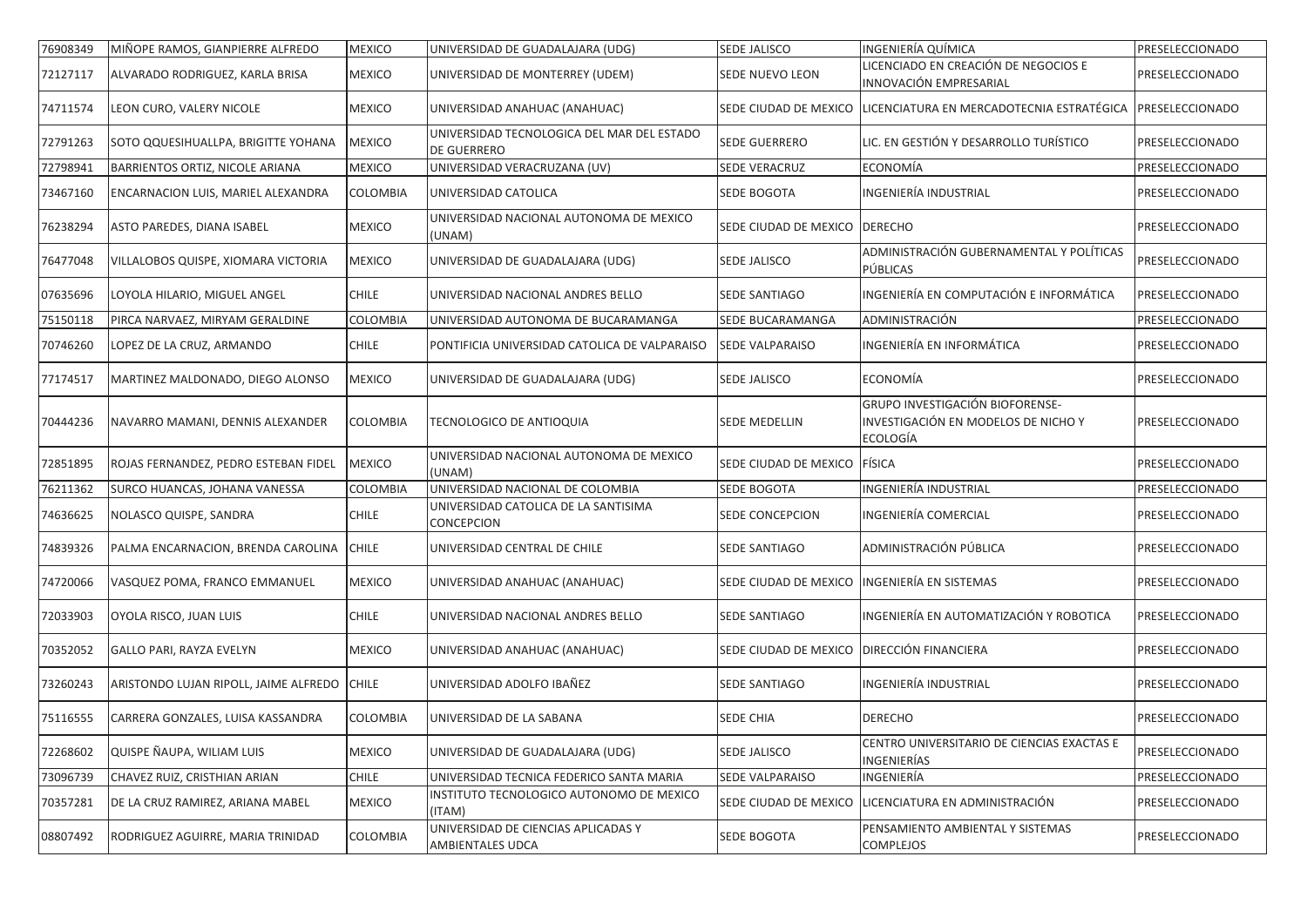| 76908349 | MIÑOPE RAMOS, GIANPIERRE ALFREDO | MEXICO | UNIVERSIDAD DE GUADALAJARA (UDG) | SEDE JALISCO | INGENIERÍA QUÍMICA | PRESELECCIONADO |
|---|---|---|---|---|---|---|
| 72127117 | ALVARADO RODRIGUEZ, KARLA BRISA | MEXICO | UNIVERSIDAD DE MONTERREY (UDEM) | SEDE NUEVO LEON | LICENCIADO EN CREACIÓN DE NEGOCIOS E INNOVACIÓN EMPRESARIAL | PRESELECCIONADO |
| 74711574 | LEON CURO, VALERY NICOLE | MEXICO | UNIVERSIDAD ANAHUAC (ANAHUAC) | SEDE CIUDAD DE MEXICO | LICENCIATURA EN MERCADOTECNIA ESTRATÉGICA | PRESELECCIONADO |
| 72791263 | SOTO QQUESIHUALLPA, BRIGITTE YOHANA | MEXICO | UNIVERSIDAD TECNOLOGICA DEL MAR DEL ESTADO DE GUERRERO | SEDE GUERRERO | LIC. EN GESTIÓN Y DESARROLLO TURÍSTICO | PRESELECCIONADO |
| 72798941 | BARRIENTOS ORTIZ, NICOLE ARIANA | MEXICO | UNIVERSIDAD VERACRUZANA (UV) | SEDE VERACRUZ | ECONOMÍA | PRESELECCIONADO |
| 73467160 | ENCARNACION LUIS, MARIEL ALEXANDRA | COLOMBIA | UNIVERSIDAD CATOLICA | SEDE BOGOTA | INGENIERÍA INDUSTRIAL | PRESELECCIONADO |
| 76238294 | ASTO PAREDES, DIANA ISABEL | MEXICO | UNIVERSIDAD NACIONAL AUTONOMA DE MEXICO (UNAM) | SEDE CIUDAD DE MEXICO | DERECHO | PRESELECCIONADO |
| 76477048 | VILLALOBOS QUISPE, XIOMARA VICTORIA | MEXICO | UNIVERSIDAD DE GUADALAJARA (UDG) | SEDE JALISCO | ADMINISTRACIÓN GUBERNAMENTAL Y POLÍTICAS PÚBLICAS | PRESELECCIONADO |
| 07635696 | LOYOLA HILARIO, MIGUEL ANGEL | CHILE | UNIVERSIDAD NACIONAL ANDRES BELLO | SEDE SANTIAGO | INGENIERÍA EN COMPUTACIÓN E INFORMÁTICA | PRESELECCIONADO |
| 75150118 | PIRCA NARVAEZ, MIRYAM GERALDINE | COLOMBIA | UNIVERSIDAD AUTONOMA DE BUCARAMANGA | SEDE BUCARAMANGA | ADMINISTRACIÓN | PRESELECCIONADO |
| 70746260 | LOPEZ DE LA CRUZ, ARMANDO | CHILE | PONTIFICIA UNIVERSIDAD CATOLICA DE VALPARAISO | SEDE VALPARAISO | INGENIERÍA EN INFORMÁTICA | PRESELECCIONADO |
| 77174517 | MARTINEZ MALDONADO, DIEGO ALONSO | MEXICO | UNIVERSIDAD DE GUADALAJARA (UDG) | SEDE JALISCO | ECONOMÍA | PRESELECCIONADO |
| 70444236 | NAVARRO MAMANI, DENNIS ALEXANDER | COLOMBIA | TECNOLOGICO DE ANTIOQUIA | SEDE MEDELLIN | GRUPO INVESTIGACIÓN BIOFORENSE- INVESTIGACIÓN EN MODELOS DE NICHO Y ECOLOGÍA | PRESELECCIONADO |
| 72851895 | ROJAS FERNANDEZ, PEDRO ESTEBAN FIDEL | MEXICO | UNIVERSIDAD NACIONAL AUTONOMA DE MEXICO (UNAM) | SEDE CIUDAD DE MEXICO | FÍSICA | PRESELECCIONADO |
| 76211362 | SURCO HUANCAS, JOHANA VANESSA | COLOMBIA | UNIVERSIDAD NACIONAL DE COLOMBIA | SEDE BOGOTA | INGENIERÍA INDUSTRIAL | PRESELECCIONADO |
| 74636625 | NOLASCO QUISPE, SANDRA | CHILE | UNIVERSIDAD CATOLICA DE LA SANTISIMA CONCEPCION | SEDE CONCEPCION | INGENIERÍA COMERCIAL | PRESELECCIONADO |
| 74839326 | PALMA ENCARNACION, BRENDA CAROLINA | CHILE | UNIVERSIDAD CENTRAL DE CHILE | SEDE SANTIAGO | ADMINISTRACIÓN PÚBLICA | PRESELECCIONADO |
| 74720066 | VASQUEZ POMA, FRANCO EMMANUEL | MEXICO | UNIVERSIDAD ANAHUAC (ANAHUAC) | SEDE CIUDAD DE MEXICO | INGENIERÍA EN SISTEMAS | PRESELECCIONADO |
| 72033903 | OYOLA RISCO, JUAN LUIS | CHILE | UNIVERSIDAD NACIONAL ANDRES BELLO | SEDE SANTIAGO | INGENIERÍA EN AUTOMATIZACIÓN Y ROBOTICA | PRESELECCIONADO |
| 70352052 | GALLO PARI, RAYZA EVELYN | MEXICO | UNIVERSIDAD ANAHUAC (ANAHUAC) | SEDE CIUDAD DE MEXICO | DIRECCIÓN FINANCIERA | PRESELECCIONADO |
| 73260243 | ARISTONDO LUJAN RIPOLL, JAIME ALFREDO | CHILE | UNIVERSIDAD ADOLFO IBAÑEZ | SEDE SANTIAGO | INGENIERÍA INDUSTRIAL | PRESELECCIONADO |
| 75116555 | CARRERA GONZALES, LUISA KASSANDRA | COLOMBIA | UNIVERSIDAD DE LA SABANA | SEDE CHIA | DERECHO | PRESELECCIONADO |
| 72268602 | QUISPE ÑAUPA, WILIAM LUIS | MEXICO | UNIVERSIDAD DE GUADALAJARA (UDG) | SEDE JALISCO | CENTRO UNIVERSITARIO DE CIENCIAS EXACTAS E INGENIERÍAS | PRESELECCIONADO |
| 73096739 | CHAVEZ RUIZ, CRISTHIAN ARIAN | CHILE | UNIVERSIDAD TECNICA FEDERICO SANTA MARIA | SEDE VALPARAISO | INGENIERÍA | PRESELECCIONADO |
| 70357281 | DE LA CRUZ RAMIREZ, ARIANA MABEL | MEXICO | INSTITUTO TECNOLOGICO AUTONOMO DE MEXICO (ITAM) | SEDE CIUDAD DE MEXICO | LICENCIATURA EN ADMINISTRACIÓN | PRESELECCIONADO |
| 08807492 | RODRIGUEZ AGUIRRE, MARIA TRINIDAD | COLOMBIA | UNIVERSIDAD DE CIENCIAS APLICADAS Y AMBIENTALES UDCA | SEDE BOGOTA | PENSAMIENTO AMBIENTAL Y SISTEMAS COMPLEJOS | PRESELECCIONADO |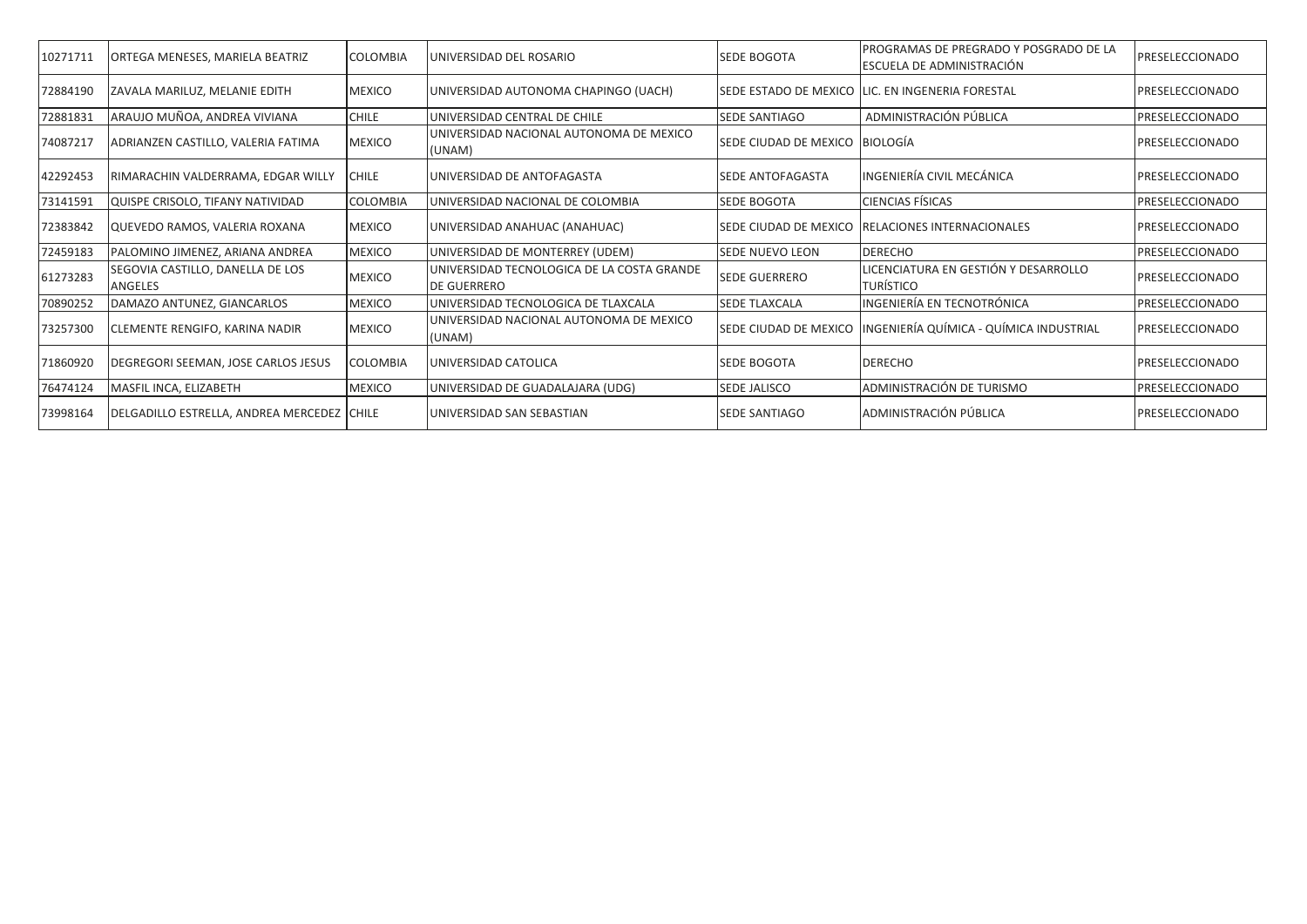| | | | | | | |
|---|---|---|---|---|---|---|
| 10271711 | ORTEGA MENESES, MARIELA BEATRIZ | COLOMBIA | UNIVERSIDAD DEL ROSARIO | SEDE BOGOTA | PROGRAMAS DE PREGRADO Y POSGRADO DE LA ESCUELA DE ADMINISTRACIÓN | PRESELECCIONADO |
| 72884190 | ZAVALA MARILUZ, MELANIE EDITH | MEXICO | UNIVERSIDAD AUTONOMA CHAPINGO (UACH) | SEDE ESTADO DE MEXICO | LIC. EN INGENERIA FORESTAL | PRESELECCIONADO |
| 72881831 | ARAUJO MUÑOA, ANDREA VIVIANA | CHILE | UNIVERSIDAD CENTRAL DE CHILE | SEDE SANTIAGO | ADMINISTRACIÓN PÚBLICA | PRESELECCIONADO |
| 74087217 | ADRIANZEN CASTILLO, VALERIA FATIMA | MEXICO | UNIVERSIDAD NACIONAL AUTONOMA DE MEXICO (UNAM) | SEDE CIUDAD DE MEXICO | BIOLOGÍA | PRESELECCIONADO |
| 42292453 | RIMARACHIN VALDERRAMA, EDGAR WILLY | CHILE | UNIVERSIDAD DE ANTOFAGASTA | SEDE ANTOFAGASTA | INGENIERÍA CIVIL MECÁNICA | PRESELECCIONADO |
| 73141591 | QUISPE CRISOLO, TIFANY NATIVIDAD | COLOMBIA | UNIVERSIDAD NACIONAL DE COLOMBIA | SEDE BOGOTA | CIENCIAS FÍSICAS | PRESELECCIONADO |
| 72383842 | QUEVEDO RAMOS, VALERIA ROXANA | MEXICO | UNIVERSIDAD ANAHUAC (ANAHUAC) | SEDE CIUDAD DE MEXICO | RELACIONES INTERNACIONALES | PRESELECCIONADO |
| 72459183 | PALOMINO JIMENEZ, ARIANA ANDREA | MEXICO | UNIVERSIDAD DE MONTERREY (UDEM) | SEDE NUEVO LEON | DERECHO | PRESELECCIONADO |
| 61273283 | SEGOVIA CASTILLO, DANELLA DE LOS ANGELES | MEXICO | UNIVERSIDAD TECNOLOGICA DE LA COSTA GRANDE DE GUERRERO | SEDE GUERRERO | LICENCIATURA EN GESTIÓN Y DESARROLLO TURÍSTICO | PRESELECCIONADO |
| 70890252 | DAMAZO ANTUNEZ, GIANCARLOS | MEXICO | UNIVERSIDAD TECNOLOGICA DE TLAXCALA | SEDE TLAXCALA | INGENIERÍA EN TECNOTRÓNICA | PRESELECCIONADO |
| 73257300 | CLEMENTE RENGIFO, KARINA NADIR | MEXICO | UNIVERSIDAD NACIONAL AUTONOMA DE MEXICO (UNAM) | SEDE CIUDAD DE MEXICO | INGENIERÍA QUÍMICA - QUÍMICA INDUSTRIAL | PRESELECCIONADO |
| 71860920 | DEGREGORI SEEMAN, JOSE CARLOS JESUS | COLOMBIA | UNIVERSIDAD CATOLICA | SEDE BOGOTA | DERECHO | PRESELECCIONADO |
| 76474124 | MASFIL INCA, ELIZABETH | MEXICO | UNIVERSIDAD DE GUADALAJARA (UDG) | SEDE JALISCO | ADMINISTRACIÓN DE TURISMO | PRESELECCIONADO |
| 73998164 | DELGADILLO ESTRELLA, ANDREA MERCEDEZ | CHILE | UNIVERSIDAD SAN SEBASTIAN | SEDE SANTIAGO | ADMINISTRACIÓN PÚBLICA | PRESELECCIONADO |